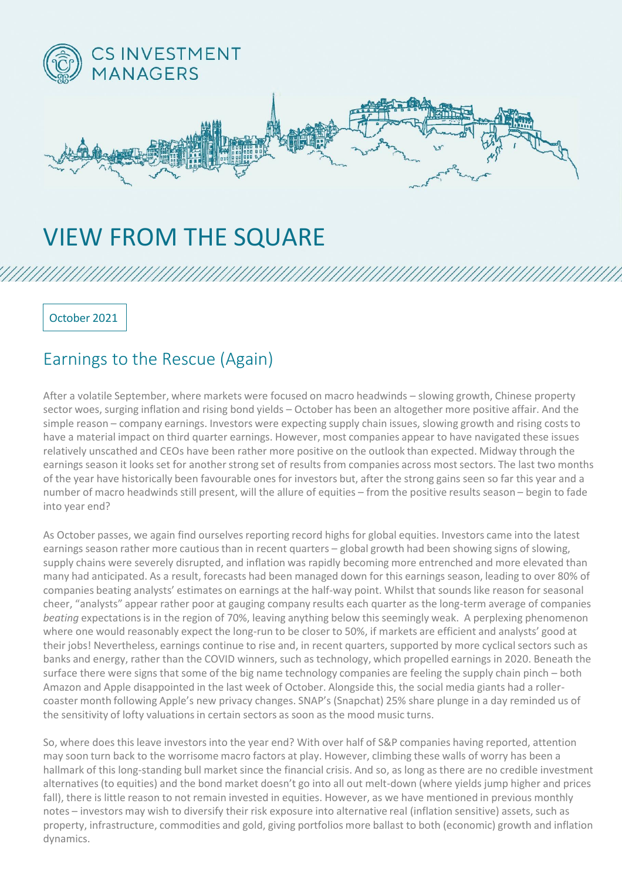CS INVESTMENT MANAGERS

# VIEW FROM THE SQUARE

October 2021

## Earnings to the Rescue (Again)

After a volatile September, where markets were focused on macro headwinds – slowing growth, Chinese property sector woes, surging inflation and rising bond yields – October has been an altogether more positive affair. And the simple reason – company earnings. Investors were expecting supply chain issues, slowing growth and rising costs to have a material impact on third quarter earnings. However, most companies appear to have navigated these issues relatively unscathed and CEOs have been rather more positive on the outlook than expected. Midway through the earnings season it looks set for another strong set of results from companies across most sectors. The last two months of the year have historically been favourable ones for investors but, after the strong gains seen so far this year and a number of macro headwinds still present, will the allure of equities – from the positive results season – begin to fade into year end?

As October passes, we again find ourselves reporting record highs for global equities. Investors came into the latest earnings season rather more cautious than in recent quarters – global growth had been showing signs of slowing, supply chains were severely disrupted, and inflation was rapidly becoming more entrenched and more elevated than many had anticipated. As a result, forecasts had been managed down for this earnings season, leading to over 80% of companies beating analysts' estimates on earnings at the half-way point. Whilst that sounds like reason for seasonal cheer, "analysts" appear rather poor at gauging company results each quarter as the long-term average of companies *beating* expectations is in the region of 70%, leaving anything below this seemingly weak. A perplexing phenomenon where one would reasonably expect the long-run to be closer to 50%, if markets are efficient and analysts' good at their jobs! Nevertheless, earnings continue to rise and, in recent quarters, supported by more cyclical sectors such as banks and energy, rather than the COVID winners, such as technology, which propelled earnings in 2020. Beneath the surface there were signs that some of the big name technology companies are feeling the supply chain pinch – both Amazon and Apple disappointed in the last week of October. Alongside this, the social media giants had a roller-coaster month following Apple's new privacy changes. SNAP's (Snapchat) 25% share plunge in a day reminded us of the sensitivity of lofty valuations in certain sectors as soon as the mood music turns.

So, where does this leave investors into the year end? With over half of S&P companies having reported, attention may soon turn back to the worrisome macro factors at play. However, climbing these walls of worry has been a hallmark of this long-standing bull market since the financial crisis. And so, as long as there are no credible investment alternatives (to equities) and the bond market doesn't go into all out melt-down (where yields jump higher and prices fall), there is little reason to not remain invested in equities. However, as we have mentioned in previous monthly notes – investors may wish to diversify their risk exposure into alternative real (inflation sensitive) assets, such as property, infrastructure, commodities and gold, giving portfolios more ballast to both (economic) growth and inflation dynamics.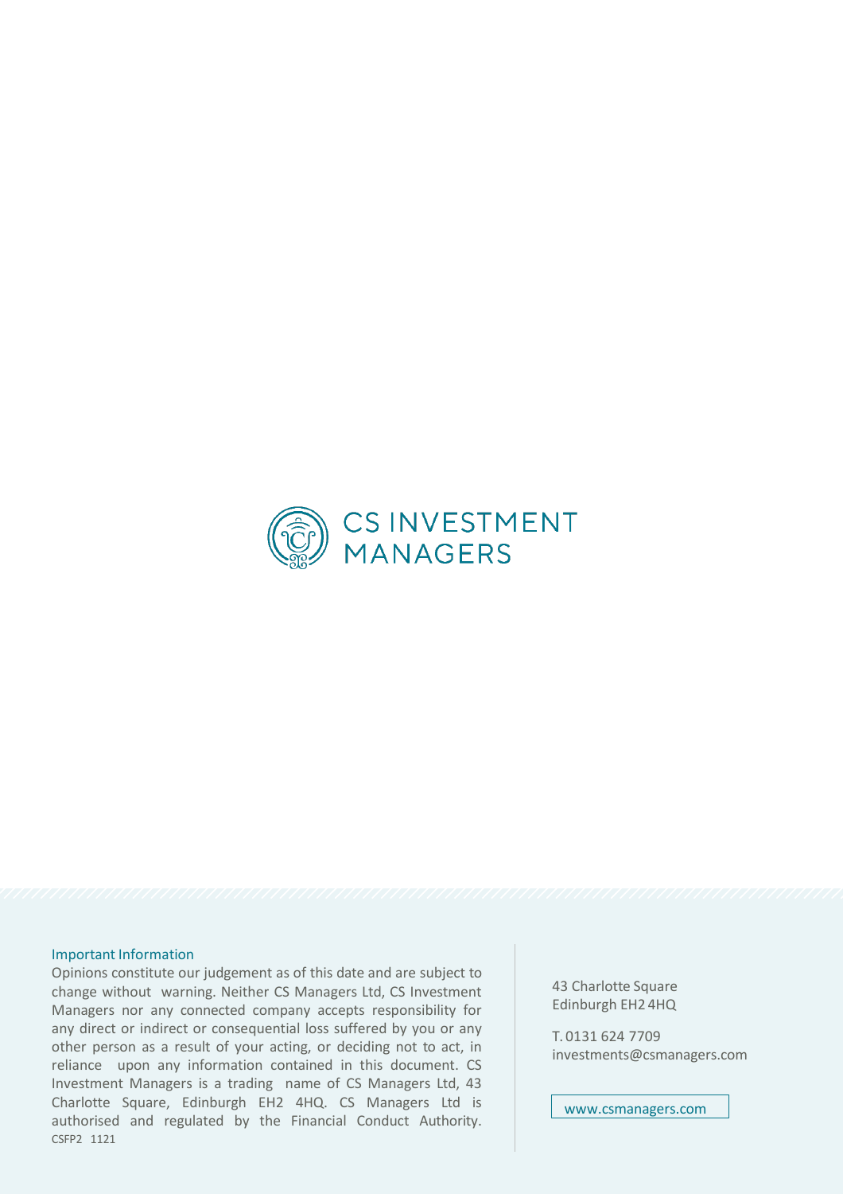CS INVESTMENT MANAGERS

### Important Information

Opinions constitute our judgement as of this date and are subject to change without warning. Neither CS Managers Ltd, CS Investment Managers nor any connected company accepts responsibility for any direct or indirect or consequential loss suffered by you or any other person as a result of your acting, or deciding not to act, in reliance upon any information contained in this document. CS Investment Managers is a trading name of CS Managers Ltd, 43 Charlotte Square, Edinburgh EH2 4HQ. CS Managers Ltd is authorised and regulated by the Financial Conduct Authority.
CSFP2 1121

43 Charlotte Square
Edinburgh EH2 4HQ

T. 0131 624 7709
investments@csmanagers.com

www.csmanagers.com